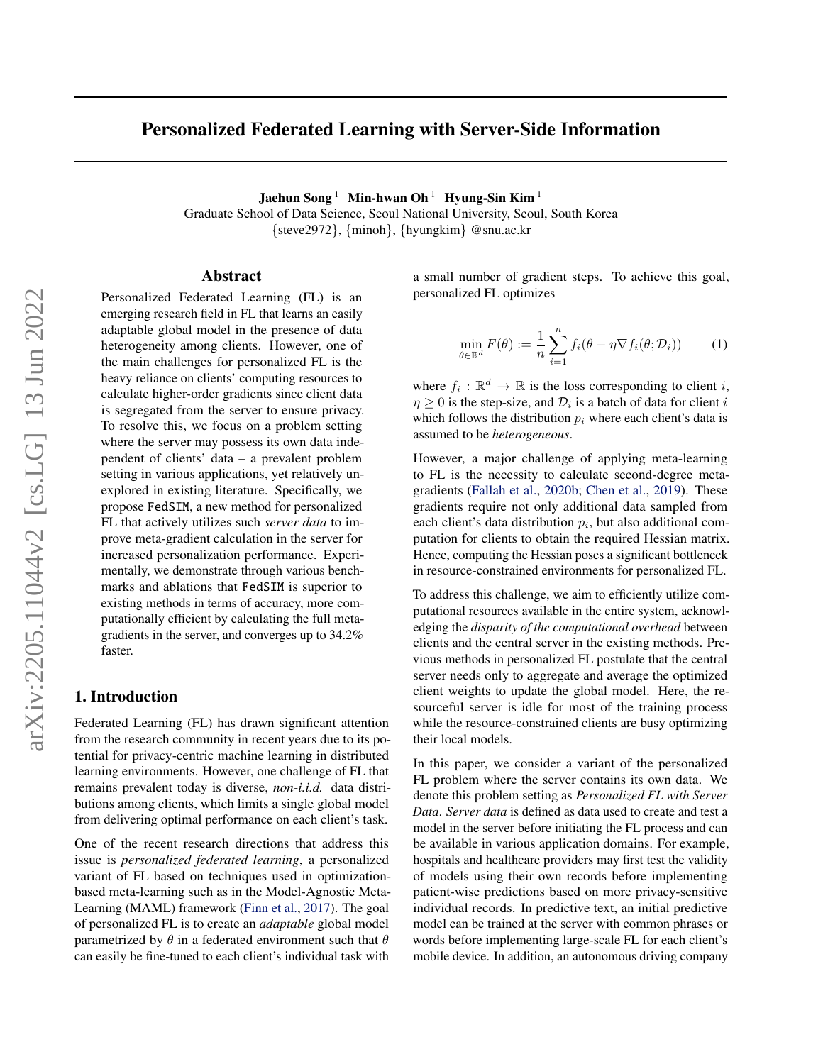# Personalized Federated Learning with Server-Side Information

**Jaehun Song** [1] **Min-hwan Oh** [1] **Hyung-Sin Kim** [1]

Graduate School of Data Science, Seoul National University, Seoul, South Korea

{steve2972}, {minoh}, {hyungkim} @snu.ac.kr

## Abstract

Personalized Federated Learning (FL) is an emerging research field in FL that learns an easily adaptable global model in the presence of data heterogeneity among clients. However, one of the main challenges for personalized FL is the heavy reliance on clients' computing resources to calculate higher-order gradients since client data is segregated from the server to ensure privacy. To resolve this, we focus on a problem setting where the server may possess its own data independent of clients' data – a prevalent problem setting in various applications, yet relatively unexplored in existing literature. Specifically, we propose FedSIM, a new method for personalized FL that actively utilizes such *server data* to improve meta-gradient calculation in the server for increased personalization performance. Experimentally, we demonstrate through various benchmarks and ablations that FedSIM is superior to existing methods in terms of accuracy, more computationally efficient by calculating the full meta-gradients in the server, and converges up to 34.2% faster.

## 1. Introduction

Federated Learning (FL) has drawn significant attention from the research community in recent years due to its potential for privacy-centric machine learning in distributed learning environments. However, one challenge of FL that remains prevalent today is diverse, *non-i.i.d.* data distributions among clients, which limits a single global model from delivering optimal performance on each client's task.

One of the recent research directions that address this issue is *personalized federated learning*, a personalized variant of FL based on techniques used in optimization-based meta-learning such as in the Model-Agnostic Meta-Learning (MAML) framework (Finn et al., 2017). The goal of personalized FL is to create an *adaptable* global model parametrized by $\theta$ in a federated environment such that $\theta$ can easily be fine-tuned to each client's individual task with a small number of gradient steps. To achieve this goal, personalized FL optimizes

$$\min_{\theta \in \mathbb{R}^d} F(\theta) := \frac{1}{n} \sum_{i=1}^{n} f_i(\theta - \eta \nabla f_i(\theta; \mathcal{D}_i)) \tag{1}$$

where $f_i : \mathbb{R}^d \to \mathbb{R}$ is the loss corresponding to client $i$, $\eta \geq 0$ is the step-size, and $\mathcal{D}_i$ is a batch of data for client $i$ which follows the distribution $p_i$ where each client's data is assumed to be *heterogeneous*.

However, a major challenge of applying meta-learning to FL is the necessity to calculate second-degree meta-gradients (Fallah et al., 2020b; Chen et al., 2019). These gradients require not only additional data sampled from each client's data distribution $p_i$, but also additional computation for clients to obtain the required Hessian matrix. Hence, computing the Hessian poses a significant bottleneck in resource-constrained environments for personalized FL.

To address this challenge, we aim to efficiently utilize computational resources available in the entire system, acknowledging the *disparity of the computational overhead* between clients and the central server in the existing methods. Previous methods in personalized FL postulate that the central server needs only to aggregate and average the optimized client weights to update the global model. Here, the resourceful server is idle for most of the training process while the resource-constrained clients are busy optimizing their local models.

In this paper, we consider a variant of the personalized FL problem where the server contains its own data. We denote this problem setting as *Personalized FL with Server Data*. *Server data* is defined as data used to create and test a model in the server before initiating the FL process and can be available in various application domains. For example, hospitals and healthcare providers may first test the validity of models using their own records before implementing patient-wise predictions based on more privacy-sensitive individual records. In predictive text, an initial predictive model can be trained at the server with common phrases or words before implementing large-scale FL for each client's mobile device. In addition, an autonomous driving company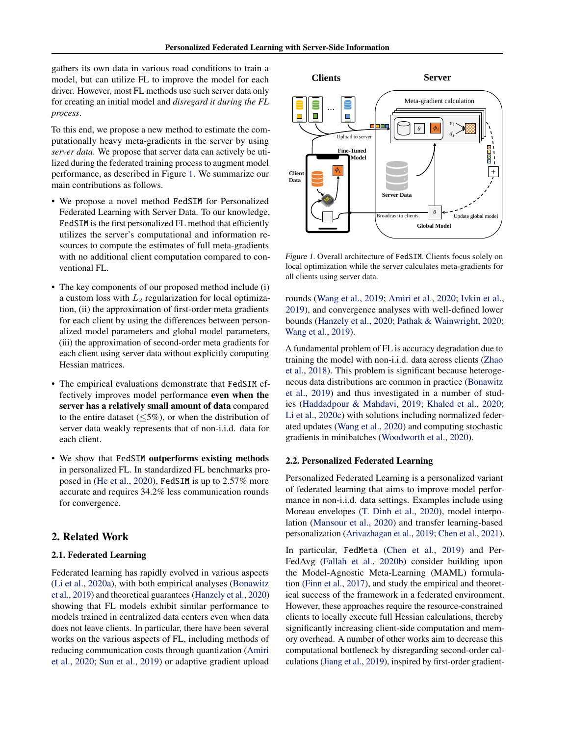gathers its own data in various road conditions to train a model, but can utilize FL to improve the model for each driver. However, most FL methods use such server data only for creating an initial model and *disregard it during the FL process*.

To this end, we propose a new method to estimate the computationally heavy meta-gradients in the server by using *server data*. We propose that server data can actively be utilized during the federated training process to augment model performance, as described in Figure 1. We summarize our main contributions as follows.

- We propose a novel method FedSIM for Personalized Federated Learning with Server Data. To our knowledge, FedSIM is the first personalized FL method that efficiently utilizes the server's computational and information resources to compute the estimates of full meta-gradients with no additional client computation compared to conventional FL.
- The key components of our proposed method include (i) a custom loss with $L_2$ regularization for local optimization, (ii) the approximation of first-order meta gradients for each client by using the differences between personalized model parameters and global model parameters, (iii) the approximation of second-order meta gradients for each client using server data without explicitly computing Hessian matrices.
- The empirical evaluations demonstrate that FedSIM effectively improves model performance **even when the server has a relatively small amount of data** compared to the entire dataset ($\leq$5%), or when the distribution of server data weakly represents that of non-i.i.d. data for each client.
- We show that FedSIM **outperforms existing methods** in personalized FL. In standardized FL benchmarks proposed in (He et al., 2020), FedSIM is up to 2.57% more accurate and requires 34.2% less communication rounds for convergence.

## 2. Related Work

### 2.1. Federated Learning

Federated learning has rapidly evolved in various aspects (Li et al., 2020a), with both empirical analyses (Bonawitz et al., 2019) and theoretical guarantees (Hanzely et al., 2020) showing that FL models exhibit similar performance to models trained in centralized data centers even when data does not leave clients. In particular, there have been several works on the various aspects of FL, including methods of reducing communication costs through quantization (Amiri et al., 2020; Sun et al., 2019) or adaptive gradient upload rounds (Wang et al., 2019; Amiri et al., 2020; Ivkin et al., 2019), and convergence analyses with well-defined lower bounds (Hanzely et al., 2020; Pathak & Wainwright, 2020; Wang et al., 2019).

A fundamental problem of FL is accuracy degradation due to training the model with non-i.i.d. data across clients (Zhao et al., 2018). This problem is significant because heterogeneous data distributions are common in practice (Bonawitz et al., 2019) and thus investigated in a number of studies (Haddadpour & Mahdavi, 2019; Khaled et al., 2020; Li et al., 2020c) with solutions including normalized federated updates (Wang et al., 2020) and computing stochastic gradients in minibatches (Woodworth et al., 2020).

Figure 1. Overall architecture of FedSIM. Clients focus solely on local optimization while the server calculates meta-gradients for all clients using server data.

### 2.2. Personalized Federated Learning

Personalized Federated Learning is a personalized variant of federated learning that aims to improve model performance in non-i.i.d. data settings. Examples include using Moreau envelopes (T. Dinh et al., 2020), model interpolation (Mansour et al., 2020) and transfer learning-based personalization (Arivazhagan et al., 2019; Chen et al., 2021).

In particular, FedMeta (Chen et al., 2019) and Per-FedAvg (Fallah et al., 2020b) consider building upon the Model-Agnostic Meta-Learning (MAML) formulation (Finn et al., 2017), and study the empirical and theoretical success of the framework in a federated environment. However, these approaches require the resource-constrained clients to locally execute full Hessian calculations, thereby significantly increasing client-side computation and memory overhead. A number of other works aim to decrease this computational bottleneck by disregarding second-order calculations (Jiang et al., 2019), inspired by first-order gradient-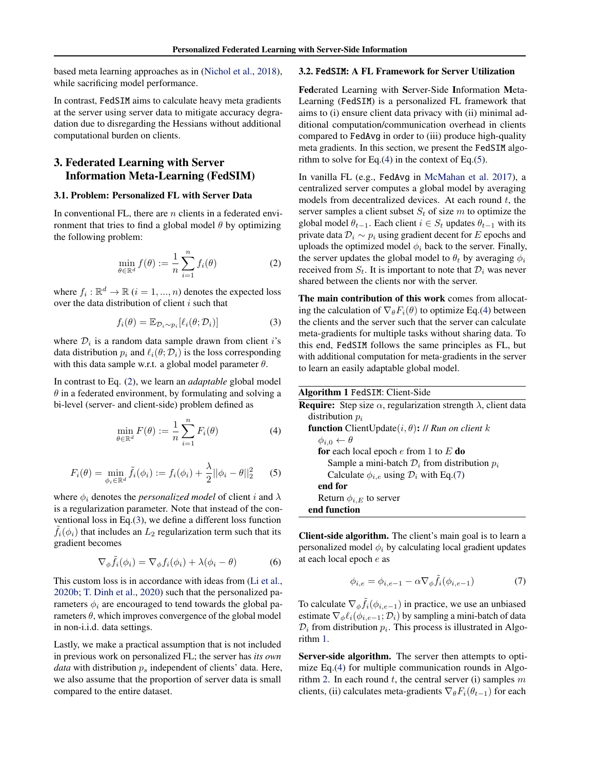based meta learning approaches as in (Nichol et al., 2018), while sacrificing model performance.

In contrast, `FedSIM` aims to calculate heavy meta gradients at the server using server data to mitigate accuracy degradation due to disregarding the Hessians without additional computational burden on clients.

## 3. Federated Learning with Server Information Meta-Learning (FedSIM)

### 3.1. Problem: Personalized FL with Server Data

In conventional FL, there are $n$ clients in a federated environment that tries to find a global model $\theta$ by optimizing the following problem:

$$\min_{\theta \in \mathbb{R}^d} f(\theta) := \frac{1}{n} \sum_{i=1}^{n} f_i(\theta) \tag{2}$$

where $f_i : \mathbb{R}^d \to \mathbb{R}$ $(i = 1, ..., n)$ denotes the expected loss over the data distribution of client $i$ such that

$$f_i(\theta) = \mathbb{E}_{\mathcal{D}_i \sim p_i}[\ell_i(\theta; \mathcal{D}_i)] \tag{3}$$

where $\mathcal{D}_i$ is a random data sample drawn from client $i$'s data distribution $p_i$ and $\ell_i(\theta; \mathcal{D}_i)$ is the loss corresponding with this data sample w.r.t. a global model parameter $\theta$.

In contrast to Eq. (2), we learn an *adaptable* global model $\theta$ in a federated environment, by formulating and solving a bi-level (server- and client-side) problem defined as

$$\min_{\theta \in \mathbb{R}^d} F(\theta) := \frac{1}{n} \sum_{i=1}^{n} F_i(\theta) \tag{4}$$

$$F_i(\theta) = \min_{\phi_i \in \mathbb{R}^d} \tilde{f}_i(\phi_i) := f_i(\phi_i) + \frac{\lambda}{2} ||\phi_i - \theta||_2^2 \tag{5}$$

where $\phi_i$ denotes the *personalized model* of client $i$ and $\lambda$ is a regularization parameter. Note that instead of the conventional loss in Eq.(3), we define a different loss function $\tilde{f}_i(\phi_i)$ that includes an $L_2$ regularization term such that its gradient becomes

$$\nabla_\phi \tilde{f}_i(\phi_i) = \nabla_\phi f_i(\phi_i) + \lambda(\phi_i - \theta) \tag{6}$$

This custom loss is in accordance with ideas from (Li et al., 2020b; T. Dinh et al., 2020) such that the personalized parameters $\phi_i$ are encouraged to tend towards the global parameters $\theta$, which improves convergence of the global model in non-i.i.d. data settings.

Lastly, we make a practical assumption that is not included in previous work on personalized FL; the server has *its own data* with distribution $p_s$ independent of clients' data. Here, we also assume that the proportion of server data is small compared to the entire dataset.

### 3.2. FedSIM: A FL Framework for Server Utilization

**Fed**erated Learning with **S**erver-Side **I**nformation **M**eta-Learning (`FedSIM`) is a personalized FL framework that aims to (i) ensure client data privacy with (ii) minimal additional computation/communication overhead in clients compared to `FedAvg` in order to (iii) produce high-quality meta gradients. In this section, we present the `FedSIM` algorithm to solve for Eq.(4) in the context of Eq.(5).

In vanilla FL (e.g., `FedAvg` in McMahan et al. 2017), a centralized server computes a global model by averaging models from decentralized devices. At each round $t$, the server samples a client subset $S_t$ of size $m$ to optimize the global model $\theta_{t-1}$. Each client $i \in S_t$ updates $\theta_{t-1}$ with its private data $\mathcal{D}_i \sim p_i$ using gradient decent for $E$ epochs and uploads the optimized model $\phi_i$ back to the server. Finally, the server updates the global model to $\theta_t$ by averaging $\phi_i$ received from $S_t$. It is important to note that $\mathcal{D}_i$ was never shared between the clients nor with the server.

**The main contribution of this work** comes from allocating the calculation of $\nabla_\theta F_i(\theta)$ to optimize Eq.(4) between the clients and the server such that the server can calculate meta-gradients for multiple tasks without sharing data. To this end, `FedSIM` follows the same principles as FL, but with additional computation for meta-gradients in the server to learn an easily adaptable global model.

**Algorithm 1** `FedSIM`: Client-Side

**Require:** Step size $\alpha$, regularization strength $\lambda$, client data distribution $p_i$

```
function ClientUpdate(i, θ): // Run on client k
    φ_{i,0} ← θ
    for each local epoch e from 1 to E do
        Sample a mini-batch D_i from distribution p_i
        Calculate φ_{i,e} using D_i with Eq.(7)
    end for
    Return φ_{i,E} to server
end function
```

**Client-side algorithm.** The client's main goal is to learn a personalized model $\phi_i$ by calculating local gradient updates at each local epoch $e$ as

$$\phi_{i,e} = \phi_{i,e-1} - \alpha \nabla_\phi \tilde{f}_i(\phi_{i,e-1}) \tag{7}$$

To calculate $\nabla_\phi \tilde{f}_i(\phi_{i,e-1})$ in practice, we use an unbiased estimate $\nabla_\phi \ell_i(\phi_{i,e-1}; \mathcal{D}_i)$ by sampling a mini-batch of data $\mathcal{D}_i$ from distribution $p_i$. This process is illustrated in Algorithm 1.

**Server-side algorithm.** The server then attempts to optimize Eq.(4) for multiple communication rounds in Algorithm 2. In each round $t$, the central server (i) samples $m$ clients, (ii) calculates meta-gradients $\nabla_\theta F_i(\theta_{t-1})$ for each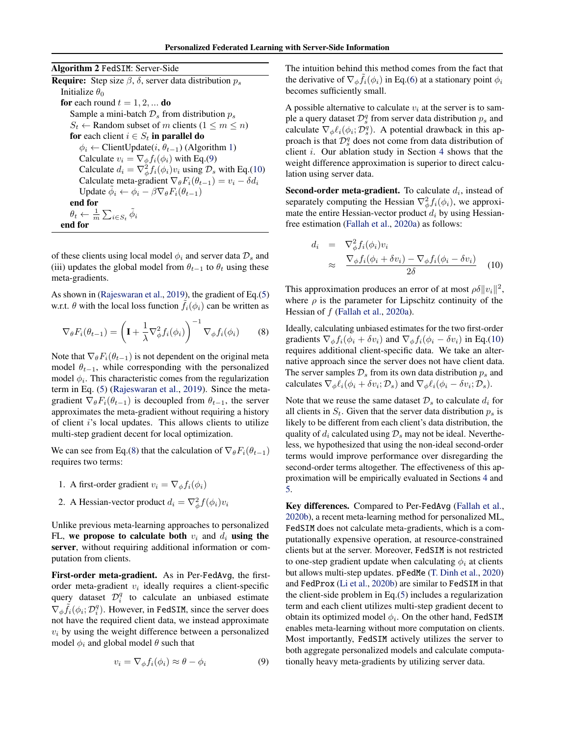**Algorithm 2** FedSIM: Server-Side

```
Require: Step size β, δ, server data distribution p_s
  Initialize θ_0
  for each round t = 1, 2, ... do
    Sample a mini-batch D_s from distribution p_s
    S_t ← Random subset of m clients (1 ≤ m ≤ n)
    for each client i ∈ S_t in parallel do
      φ_i ← ClientUpdate(i, θ_{t−1}) (Algorithm 1)
      Calculate v_i = ∇_φ f_i(φ_i) with Eq.(9)
      Calculate d_i = ∇²_φ f_i(φ_i) v_i using D_s with Eq.(10)
      Calculate meta-gradient ∇_θ F_i(θ_{t−1}) = v_i − δ d_i
      Update φ̃_i ← φ_i − β ∇_θ F_i(θ_{t−1})
    end for
    θ_t ← (1/m) Σ_{i∈S_t} φ̃_i
  end for
```

of these clients using local model $\phi_i$ and server data $\mathcal{D}_s$ and (iii) updates the global model from $\theta_{t-1}$ to $\theta_t$ using these meta-gradients.

As shown in (Rajeswaran et al., 2019), the gradient of Eq.(5) w.r.t. $\theta$ with the local loss function $\tilde{f}_i(\phi_i)$ can be written as

$$\nabla_\theta F_i(\theta_{t-1}) = \left(\mathbf{I} + \frac{1}{\lambda}\nabla_\phi^2 f_i(\phi_i)\right)^{-1} \nabla_\phi f_i(\phi_i) \quad (8)$$

Note that $\nabla_\theta F_i(\theta_{t-1})$ is not dependent on the original meta model $\theta_{t-1}$, while corresponding with the personalized model $\phi_i$. This characteristic comes from the regularization term in Eq. (5) (Rajeswaran et al., 2019). Since the meta-gradient $\nabla_\theta F_i(\theta_{t-1})$ is decoupled from $\theta_{t-1}$, the server approximates the meta-gradient without requiring a history of client $i$'s local updates. This allows clients to utilize multi-step gradient decent for local optimization.

We can see from Eq.(8) that the calculation of $\nabla_\theta F_i(\theta_{t-1})$ requires two terms:

1. A first-order gradient $v_i = \nabla_\phi f_i(\phi_i)$
2. A Hessian-vector product $d_i = \nabla_\phi^2 f(\phi_i) v_i$

Unlike previous meta-learning approaches to personalized FL, **we propose to calculate both** $v_i$ and $d_i$ **using the server**, without requiring additional information or computation from clients.

**First-order meta-gradient.** As in Per-FedAvg, the first-order meta-gradient $v_i$ ideally requires a client-specific query dataset $\mathcal{D}_i^q$ to calculate an unbiased estimate $\nabla_\phi \tilde{f}_i(\phi_i; \mathcal{D}_i^q)$. However, in FedSIM, since the server does not have the required client data, we instead approximate $v_i$ by using the weight difference between a personalized model $\phi_i$ and global model $\theta$ such that

$$v_i = \nabla_\phi f_i(\phi_i) \approx \theta - \phi_i \quad (9)$$

The intuition behind this method comes from the fact that the derivative of $\nabla_\phi \tilde{f}_i(\phi_i)$ in Eq.(6) at a stationary point $\phi_i$ becomes sufficiently small.

A possible alternative to calculate $v_i$ at the server is to sample a query dataset $\mathcal{D}_s^q$ from server data distribution $p_s$ and calculate $\nabla_\phi \ell_i(\phi_i; \mathcal{D}_s^q)$. A potential drawback in this approach is that $\mathcal{D}_s^q$ does not come from data distribution of client $i$. Our ablation study in Section 4 shows that the weight difference approximation is superior to direct calculation using server data.

**Second-order meta-gradient.** To calculate $d_i$, instead of separately computing the Hessian $\nabla_\phi^2 f_i(\phi_i)$, we approximate the entire Hessian-vector product $d_i$ by using Hessian-free estimation (Fallah et al., 2020a) as follows:

$$\begin{aligned} d_i &= \nabla_\phi^2 f_i(\phi_i) v_i \\ &\approx \frac{\nabla_\phi f_i(\phi_i + \delta v_i) - \nabla_\phi f_i(\phi_i - \delta v_i)}{2\delta} \end{aligned} \quad (10)$$

This approximation produces an error of at most $\rho\delta\|v_i\|^2$, where $\rho$ is the parameter for Lipschitz continuity of the Hessian of $f$ (Fallah et al., 2020a).

Ideally, calculating unbiased estimates for the two first-order gradients $\nabla_\phi f_i(\phi_i + \delta v_i)$ and $\nabla_\phi f_i(\phi_i - \delta v_i)$ in Eq.(10) requires additional client-specific data. We take an alternative approach since the server does not have client data. The server samples $\mathcal{D}_s$ from its own data distribution $p_s$ and calculates $\nabla_\phi \ell_i(\phi_i + \delta v_i; \mathcal{D}_s)$ and $\nabla_\phi \ell_i(\phi_i - \delta v_i; \mathcal{D}_s)$.

Note that we reuse the same dataset $\mathcal{D}_s$ to calculate $d_i$ for all clients in $S_t$. Given that the server data distribution $p_s$ is likely to be different from each client's data distribution, the quality of $d_i$ calculated using $\mathcal{D}_s$ may not be ideal. Nevertheless, we hypothesized that using the non-ideal second-order terms would improve performance over disregarding the second-order terms altogether. The effectiveness of this approximation will be empirically evaluated in Sections 4 and 5.

**Key differences.** Compared to Per-FedAvg (Fallah et al., 2020b), a recent meta-learning method for personalized ML, FedSIM does not calculate meta-gradients, which is a computationally expensive operation, at resource-constrained clients but at the server. Moreover, FedSIM is not restricted to one-step gradient update when calculating $\phi_i$ at clients but allows multi-step updates. pFedMe (T. Dinh et al., 2020) and FedProx (Li et al., 2020b) are similar to FedSIM in that the client-side problem in Eq.(5) includes a regularization term and each client utilizes multi-step gradient decent to obtain its optimized model $\phi_i$. On the other hand, FedSIM enables meta-learning without more computation on clients. Most importantly, FedSIM actively utilizes the server to both aggregate personalized models and calculate computationally heavy meta-gradients by utilizing server data.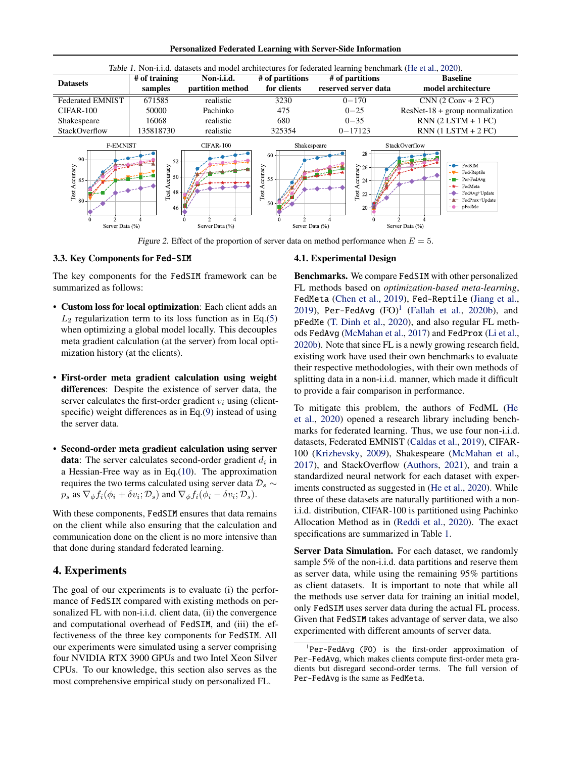*Table 1.* Non-i.i.d. datasets and model architectures for federated learning benchmark (He et al., 2020).

| Datasets | # of training samples | Non-i.i.d. partition method | # of partitions for clients | # of partitions reserved server data | Baseline model architecture |
|---|---|---|---|---|---|
| Federated EMNIST | 671585 | realistic | 3230 | 0−170 | CNN (2 Conv + 2 FC) |
| CIFAR-100 | 50000 | Pachinko | 475 | 0−25 | ResNet-18 + group normalization |
| Shakespeare | 16068 | realistic | 680 | 0−35 | RNN (2 LSTM + 1 FC) |
| StackOverflow | 135818730 | realistic | 325354 | 0−17123 | RNN (1 LSTM + 2 FC) |

*Figure 2.* Effect of the proportion of server data on method performance when $E = 5$.

### 3.3. Key Components for Fed-SIM

The key components for the FedSIM framework can be summarized as follows:

- **Custom loss for local optimization**: Each client adds an $L_2$ regularization term to its loss function as in Eq.(5) when optimizing a global model locally. This decouples meta gradient calculation (at the server) from local optimization history (at the clients).

- **First-order meta gradient calculation using weight differences**: Despite the existence of server data, the server calculates the first-order gradient $v_i$ using (client-specific) weight differences as in Eq.(9) instead of using the server data.

- **Second-order meta gradient calculation using server data**: The server calculates second-order gradient $d_i$ in a Hessian-Free way as in Eq.(10). The approximation requires the two terms calculated using server data $\mathcal{D}_s \sim p_s$ as $\nabla_\phi f_i(\phi_i + \delta v_i; \mathcal{D}_s)$ and $\nabla_\phi f_i(\phi_i - \delta v_i; \mathcal{D}_s)$.

With these components, FedSIM ensures that data remains on the client while also ensuring that the calculation and communication done on the client is no more intensive than that done during standard federated learning.

## 4. Experiments

The goal of our experiments is to evaluate (i) the performance of FedSIM compared with existing methods on personalized FL with non-i.i.d. client data, (ii) the convergence and computational overhead of FedSIM, and (iii) the effectiveness of the three key components for FedSIM. All our experiments were simulated using a server comprising four NVIDIA RTX 3900 GPUs and two Intel Xeon Silver CPUs. To our knowledge, this section also serves as the most comprehensive empirical study on personalized FL.

### 4.1. Experimental Design

**Benchmarks.** We compare FedSIM with other personalized FL methods based on *optimization-based meta-learning*, FedMeta (Chen et al., 2019), Fed-Reptile (Jiang et al., 2019), Per-FedAvg (FO)[1] (Fallah et al., 2020b), and pFedMe (T. Dinh et al., 2020), and also regular FL methods FedAvg (McMahan et al., 2017) and FedProx (Li et al., 2020b). Note that since FL is a newly growing research field, existing work have used their own benchmarks to evaluate their respective methodologies, with their own methods of splitting data in a non-i.i.d. manner, which made it difficult to provide a fair comparison in performance.

To mitigate this problem, the authors of FedML (He et al., 2020) opened a research library including benchmarks for federated learning. Thus, we use four non-i.i.d. datasets, Federated EMNIST (Caldas et al., 2019), CIFAR-100 (Krizhevsky, 2009), Shakespeare (McMahan et al., 2017), and StackOverflow (Authors, 2021), and train a standardized neural network for each dataset with experiments constructed as suggested in (He et al., 2020). While three of these datasets are naturally partitioned with a non-i.i.d. distribution, CIFAR-100 is partitioned using Pachinko Allocation Method as in (Reddi et al., 2020). The exact specifications are summarized in Table 1.

**Server Data Simulation.** For each dataset, we randomly sample 5% of the non-i.i.d. data partitions and reserve them as server data, while using the remaining 95% partitions as client datasets. It is important to note that while all the methods use server data for training an initial model, only FedSIM uses server data during the actual FL process. Given that FedSIM takes advantage of server data, we also experimented with different amounts of server data.

[1] Per-FedAvg (FO) is the first-order approximation of Per-FedAvg, which makes clients compute first-order meta gradients but disregard second-order terms. The full version of Per-FedAvg is the same as FedMeta.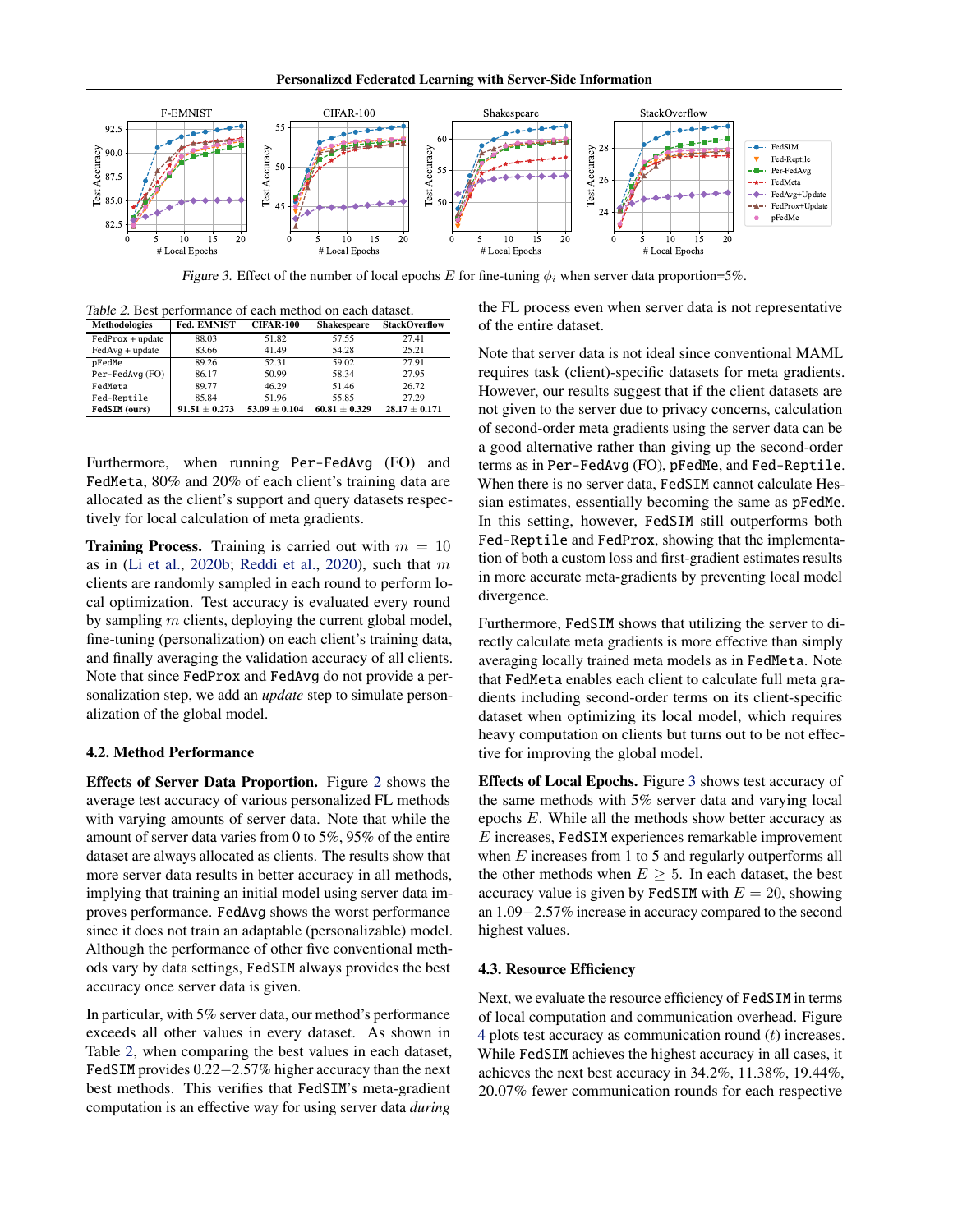Figure 3. Effect of the number of local epochs $E$ for fine-tuning $\phi_i$ when server data proportion=5%.

Table 2. Best performance of each method on each dataset.

| Methodologies | Fed. EMNIST | CIFAR-100 | Shakespeare | StackOverflow |
|---|---|---|---|---|
| FedProx + update | 88.03 | 51.82 | 57.55 | 27.41 |
| FedAvg + update | 83.66 | 41.49 | 54.28 | 25.21 |
| pFedMe | 89.26 | 52.31 | 59.02 | 27.91 |
| Per-FedAvg (FO) | 86.17 | 50.99 | 58.34 | 27.95 |
| FedMeta | 89.77 | 46.29 | 51.46 | 26.72 |
| Fed-Reptile | 85.84 | 51.96 | 55.85 | 27.29 |
| **FedSIM (ours)** | **91.51 ± 0.273** | **53.09 ± 0.104** | **60.81 ± 0.329** | **28.17 ± 0.171** |

Furthermore, when running Per-FedAvg (FO) and FedMeta, 80% and 20% of each client's training data are allocated as the client's support and query datasets respectively for local calculation of meta gradients.

**Training Process.** Training is carried out with $m = 10$ as in (Li et al., 2020b; Reddi et al., 2020), such that $m$ clients are randomly sampled in each round to perform local optimization. Test accuracy is evaluated every round by sampling $m$ clients, deploying the current global model, fine-tuning (personalization) on each client's training data, and finally averaging the validation accuracy of all clients. Note that since FedProx and FedAvg do not provide a personalization step, we add an *update* step to simulate personalization of the global model.

### 4.2. Method Performance

**Effects of Server Data Proportion.** Figure 2 shows the average test accuracy of various personalized FL methods with varying amounts of server data. Note that while the amount of server data varies from 0 to 5%, 95% of the entire dataset are always allocated as clients. The results show that more server data results in better accuracy in all methods, implying that training an initial model using server data improves performance. FedAvg shows the worst performance since it does not train an adaptable (personalizable) model. Although the performance of other five conventional methods vary by data settings, FedSIM always provides the best accuracy once server data is given.

In particular, with 5% server data, our method's performance exceeds all other values in every dataset. As shown in Table 2, when comparing the best values in each dataset, FedSIM provides 0.22−2.57% higher accuracy than the next best methods. This verifies that FedSIM's meta-gradient computation is an effective way for using server data *during* the FL process even when server data is not representative of the entire dataset.

Note that server data is not ideal since conventional MAML requires task (client)-specific datasets for meta gradients. However, our results suggest that if the client datasets are not given to the server due to privacy concerns, calculation of second-order meta gradients using the server data can be a good alternative rather than giving up the second-order terms as in Per-FedAvg (FO), pFedMe, and Fed-Reptile. When there is no server data, FedSIM cannot calculate Hessian estimates, essentially becoming the same as pFedMe. In this setting, however, FedSIM still outperforms both Fed-Reptile and FedProx, showing that the implementation of both a custom loss and first-gradient estimates results in more accurate meta-gradients by preventing local model divergence.

Furthermore, FedSIM shows that utilizing the server to directly calculate meta gradients is more effective than simply averaging locally trained meta models as in FedMeta. Note that FedMeta enables each client to calculate full meta gradients including second-order terms on its client-specific dataset when optimizing its local model, which requires heavy computation on clients but turns out to be not effective for improving the global model.

**Effects of Local Epochs.** Figure 3 shows test accuracy of the same methods with 5% server data and varying local epochs $E$. While all the methods show better accuracy as $E$ increases, FedSIM experiences remarkable improvement when $E$ increases from 1 to 5 and regularly outperforms all the other methods when $E \geq 5$. In each dataset, the best accuracy value is given by FedSIM with $E = 20$, showing an 1.09−2.57% increase in accuracy compared to the second highest values.

### 4.3. Resource Efficiency

Next, we evaluate the resource efficiency of FedSIM in terms of local computation and communication overhead. Figure 4 plots test accuracy as communication round ($t$) increases. While FedSIM achieves the highest accuracy in all cases, it achieves the next best accuracy in 34.2%, 11.38%, 19.44%, 20.07% fewer communication rounds for each respective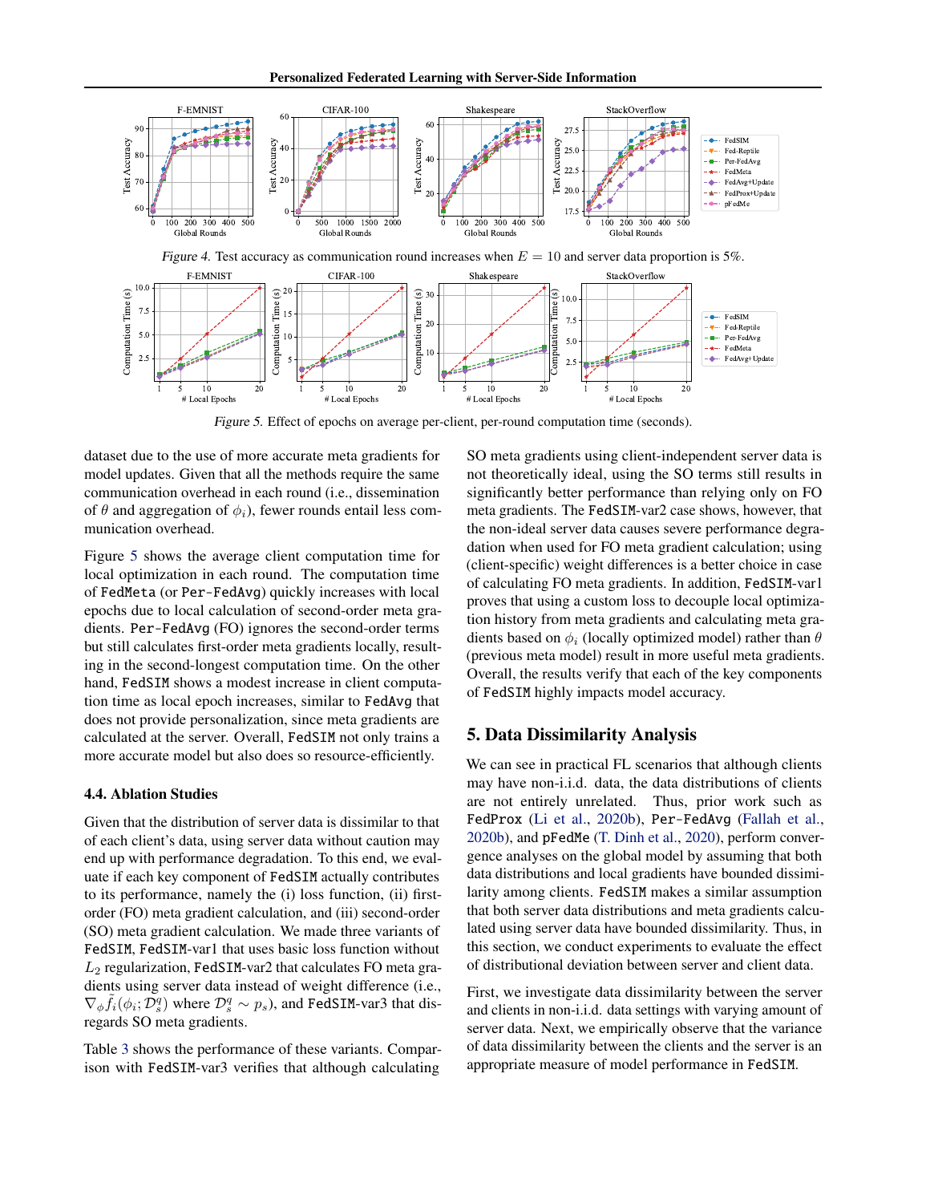Figure 4. Test accuracy as communication round increases when $E = 10$ and server data proportion is 5%.

Figure 5. Effect of epochs on average per-client, per-round computation time (seconds).

dataset due to the use of more accurate meta gradients for model updates. Given that all the methods require the same communication overhead in each round (i.e., dissemination of $\theta$ and aggregation of $\phi_i$), fewer rounds entail less communication overhead.

Figure 5 shows the average client computation time for local optimization in each round. The computation time of FedMeta (or Per-FedAvg) quickly increases with local epochs due to local calculation of second-order meta gradients. Per-FedAvg (FO) ignores the second-order terms but still calculates first-order meta gradients locally, resulting in the second-longest computation time. On the other hand, FedSIM shows a modest increase in client computation time as local epoch increases, similar to FedAvg that does not provide personalization, since meta gradients are calculated at the server. Overall, FedSIM not only trains a more accurate model but also does so resource-efficiently.

### 4.4. Ablation Studies

Given that the distribution of server data is dissimilar to that of each client's data, using server data without caution may end up with performance degradation. To this end, we evaluate if each key component of FedSIM actually contributes to its performance, namely the (i) loss function, (ii) first-order (FO) meta gradient calculation, and (iii) second-order (SO) meta gradient calculation. We made three variants of FedSIM, FedSIM-var1 that uses basic loss function without $L_2$ regularization, FedSIM-var2 that calculates FO meta gradients using server data instead of weight difference (i.e., $\nabla_\phi \tilde{f}_i(\phi_i; \mathcal{D}_s^q)$ where $\mathcal{D}_s^q \sim p_s$), and FedSIM-var3 that disregards SO meta gradients.

Table 3 shows the performance of these variants. Comparison with FedSIM-var3 verifies that although calculating SO meta gradients using client-independent server data is not theoretically ideal, using the SO terms still results in significantly better performance than relying only on FO meta gradients. The FedSIM-var2 case shows, however, that the non-ideal server data causes severe performance degradation when used for FO meta gradient calculation; using (client-specific) weight differences is a better choice in case of calculating FO meta gradients. In addition, FedSIM-var1 proves that using a custom loss to decouple local optimization history from meta gradients and calculating meta gradients based on $\phi_i$ (locally optimized model) rather than $\theta$ (previous meta model) result in more useful meta gradients. Overall, the results verify that each of the key components of FedSIM highly impacts model accuracy.

## 5. Data Dissimilarity Analysis

We can see in practical FL scenarios that although clients may have non-i.i.d. data, the data distributions of clients are not entirely unrelated. Thus, prior work such as FedProx (Li et al., 2020b), Per-FedAvg (Fallah et al., 2020b), and pFedMe (T. Dinh et al., 2020), perform convergence analyses on the global model by assuming that both data distributions and local gradients have bounded dissimilarity among clients. FedSIM makes a similar assumption that both server data distributions and meta gradients calculated using server data have bounded dissimilarity. Thus, in this section, we conduct experiments to evaluate the effect of distributional deviation between server and client data.

First, we investigate data dissimilarity between the server and clients in non-i.i.d. data settings with varying amount of server data. Next, we empirically observe that the variance of data dissimilarity between the clients and the server is an appropriate measure of model performance in FedSIM.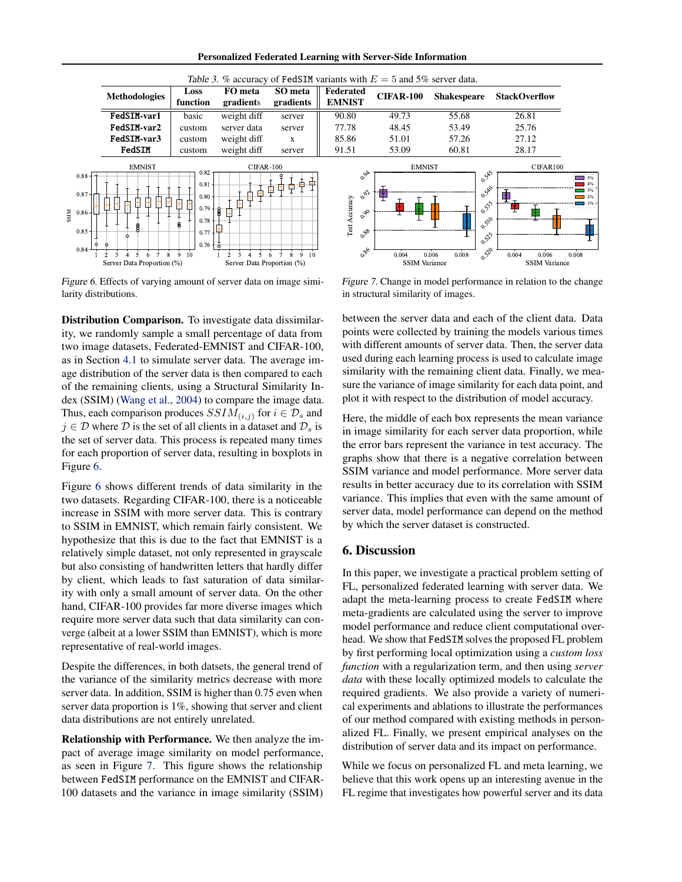Table 3. % accuracy of FedSIM variants with $E = 5$ and 5% server data.

| Methodologies | Loss function | FO meta gradients | SO meta gradients | Federated EMNIST | CIFAR-100 | Shakespeare | StackOverflow |
|---|---|---|---|---|---|---|---|
| FedSIM-var1 | basic | weight diff | server | 90.80 | 49.73 | 55.68 | 26.81 |
| FedSIM-var2 | custom | server data | server | 77.78 | 48.45 | 53.49 | 25.76 |
| FedSIM-var3 | custom | weight diff | x | 85.86 | 51.01 | 57.26 | 27.12 |
| FedSIM | custom | weight diff | server | 91.51 | 53.09 | 60.81 | 28.17 |

Figure 6. Effects of varying amount of server data on image similarity distributions.

Figure 7. Change in model performance in relation to the change in structural similarity of images.

**Distribution Comparison.** To investigate data dissimilarity, we randomly sample a small percentage of data from two image datasets, Federated-EMNIST and CIFAR-100, as in Section 4.1 to simulate server data. The average image distribution of the server data is then compared to each of the remaining clients, using a Structural Similarity Index (SSIM) (Wang et al., 2004) to compare the image data. Thus, each comparison produces $SSIM_{(i,j)}$ for $i \in \mathcal{D}_s$ and $j \in \mathcal{D}$ where $\mathcal{D}$ is the set of all clients in a dataset and $\mathcal{D}_s$ is the set of server data. This process is repeated many times for each proportion of server data, resulting in boxplots in Figure 6.

Figure 6 shows different trends of data similarity in the two datasets. Regarding CIFAR-100, there is a noticeable increase in SSIM with more server data. This is contrary to SSIM in EMNIST, which remain fairly consistent. We hypothesize that this is due to the fact that EMNIST is a relatively simple dataset, not only represented in grayscale but also consisting of handwritten letters that hardly differ by client, which leads to fast saturation of data similarity with only a small amount of server data. On the other hand, CIFAR-100 provides far more diverse images which require more server data such that data similarity can converge (albeit at a lower SSIM than EMNIST), which is more representative of real-world images.

Despite the differences, in both datsets, the general trend of the variance of the similarity metrics decrease with more server data. In addition, SSIM is higher than 0.75 even when server data proportion is 1%, showing that server and client data distributions are not entirely unrelated.

**Relationship with Performance.** We then analyze the impact of average image similarity on model performance, as seen in Figure 7. This figure shows the relationship between FedSIM performance on the EMNIST and CIFAR-100 datasets and the variance in image similarity (SSIM) between the server data and each of the client data. Data points were collected by training the models various times with different amounts of server data. Then, the server data used during each learning process is used to calculate image similarity with the remaining client data. Finally, we measure the variance of image similarity for each data point, and plot it with respect to the distribution of model accuracy.

Here, the middle of each box represents the mean variance in image similarity for each server data proportion, while the error bars represent the variance in test accuracy. The graphs show that there is a negative correlation between SSIM variance and model performance. More server data results in better accuracy due to its correlation with SSIM variance. This implies that even with the same amount of server data, model performance can depend on the method by which the server dataset is constructed.

## 6. Discussion

In this paper, we investigate a practical problem setting of FL, personalized federated learning with server data. We adapt the meta-learning process to create FedSIM where meta-gradients are calculated using the server to improve model performance and reduce client computational overhead. We show that FedSIM solves the proposed FL problem by first performing local optimization using a *custom loss function* with a regularization term, and then using *server data* with these locally optimized models to calculate the required gradients. We also provide a variety of numerical experiments and ablations to illustrate the performances of our method compared with existing methods in personalized FL. Finally, we present empirical analyses on the distribution of server data and its impact on performance.

While we focus on personalized FL and meta learning, we believe that this work opens up an interesting avenue in the FL regime that investigates how powerful server and its data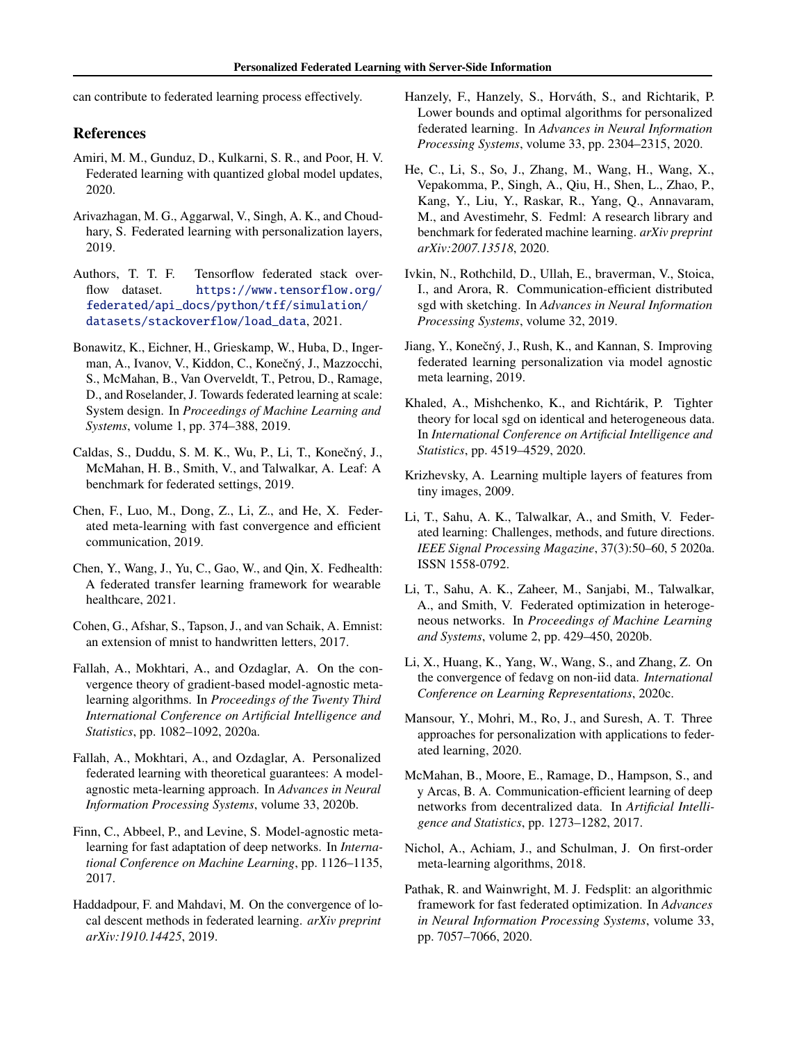can contribute to federated learning process effectively.

## References

Amiri, M. M., Gunduz, D., Kulkarni, S. R., and Poor, H. V. Federated learning with quantized global model updates, 2020.

Arivazhagan, M. G., Aggarwal, V., Singh, A. K., and Choudhary, S. Federated learning with personalization layers, 2019.

Authors, T. T. F. Tensorflow federated stack overflow dataset. https://www.tensorflow.org/federated/api_docs/python/tff/simulation/datasets/stackoverflow/load_data, 2021.

Bonawitz, K., Eichner, H., Grieskamp, W., Huba, D., Ingerman, A., Ivanov, V., Kiddon, C., Konečný, J., Mazzocchi, S., McMahan, B., Van Overveldt, T., Petrou, D., Ramage, D., and Roselander, J. Towards federated learning at scale: System design. In *Proceedings of Machine Learning and Systems*, volume 1, pp. 374–388, 2019.

Caldas, S., Duddu, S. M. K., Wu, P., Li, T., Konečný, J., McMahan, H. B., Smith, V., and Talwalkar, A. Leaf: A benchmark for federated settings, 2019.

Chen, F., Luo, M., Dong, Z., Li, Z., and He, X. Federated meta-learning with fast convergence and efficient communication, 2019.

Chen, Y., Wang, J., Yu, C., Gao, W., and Qin, X. Fedhealth: A federated transfer learning framework for wearable healthcare, 2021.

Cohen, G., Afshar, S., Tapson, J., and van Schaik, A. Emnist: an extension of mnist to handwritten letters, 2017.

Fallah, A., Mokhtari, A., and Ozdaglar, A. On the convergence theory of gradient-based model-agnostic meta-learning algorithms. In *Proceedings of the Twenty Third International Conference on Artificial Intelligence and Statistics*, pp. 1082–1092, 2020a.

Fallah, A., Mokhtari, A., and Ozdaglar, A. Personalized federated learning with theoretical guarantees: A model-agnostic meta-learning approach. In *Advances in Neural Information Processing Systems*, volume 33, 2020b.

Finn, C., Abbeel, P., and Levine, S. Model-agnostic meta-learning for fast adaptation of deep networks. In *International Conference on Machine Learning*, pp. 1126–1135, 2017.

Haddadpour, F. and Mahdavi, M. On the convergence of local descent methods in federated learning. *arXiv preprint arXiv:1910.14425*, 2019.

Hanzely, F., Hanzely, S., Horváth, S., and Richtarik, P. Lower bounds and optimal algorithms for personalized federated learning. In *Advances in Neural Information Processing Systems*, volume 33, pp. 2304–2315, 2020.

He, C., Li, S., So, J., Zhang, M., Wang, H., Wang, X., Vepakomma, P., Singh, A., Qiu, H., Shen, L., Zhao, P., Kang, Y., Liu, Y., Raskar, R., Yang, Q., Annavaram, M., and Avestimehr, S. Fedml: A research library and benchmark for federated machine learning. *arXiv preprint arXiv:2007.13518*, 2020.

Ivkin, N., Rothchild, D., Ullah, E., braverman, V., Stoica, I., and Arora, R. Communication-efficient distributed sgd with sketching. In *Advances in Neural Information Processing Systems*, volume 32, 2019.

Jiang, Y., Konečný, J., Rush, K., and Kannan, S. Improving federated learning personalization via model agnostic meta learning, 2019.

Khaled, A., Mishchenko, K., and Richtárik, P. Tighter theory for local sgd on identical and heterogeneous data. In *International Conference on Artificial Intelligence and Statistics*, pp. 4519–4529, 2020.

Krizhevsky, A. Learning multiple layers of features from tiny images, 2009.

Li, T., Sahu, A. K., Talwalkar, A., and Smith, V. Federated learning: Challenges, methods, and future directions. *IEEE Signal Processing Magazine*, 37(3):50–60, 5 2020a. ISSN 1558-0792.

Li, T., Sahu, A. K., Zaheer, M., Sanjabi, M., Talwalkar, A., and Smith, V. Federated optimization in heterogeneous networks. In *Proceedings of Machine Learning and Systems*, volume 2, pp. 429–450, 2020b.

Li, X., Huang, K., Yang, W., Wang, S., and Zhang, Z. On the convergence of fedavg on non-iid data. *International Conference on Learning Representations*, 2020c.

Mansour, Y., Mohri, M., Ro, J., and Suresh, A. T. Three approaches for personalization with applications to federated learning, 2020.

McMahan, B., Moore, E., Ramage, D., Hampson, S., and y Arcas, B. A. Communication-efficient learning of deep networks from decentralized data. In *Artificial Intelligence and Statistics*, pp. 1273–1282, 2017.

Nichol, A., Achiam, J., and Schulman, J. On first-order meta-learning algorithms, 2018.

Pathak, R. and Wainwright, M. J. Fedsplit: an algorithmic framework for fast federated optimization. In *Advances in Neural Information Processing Systems*, volume 33, pp. 7057–7066, 2020.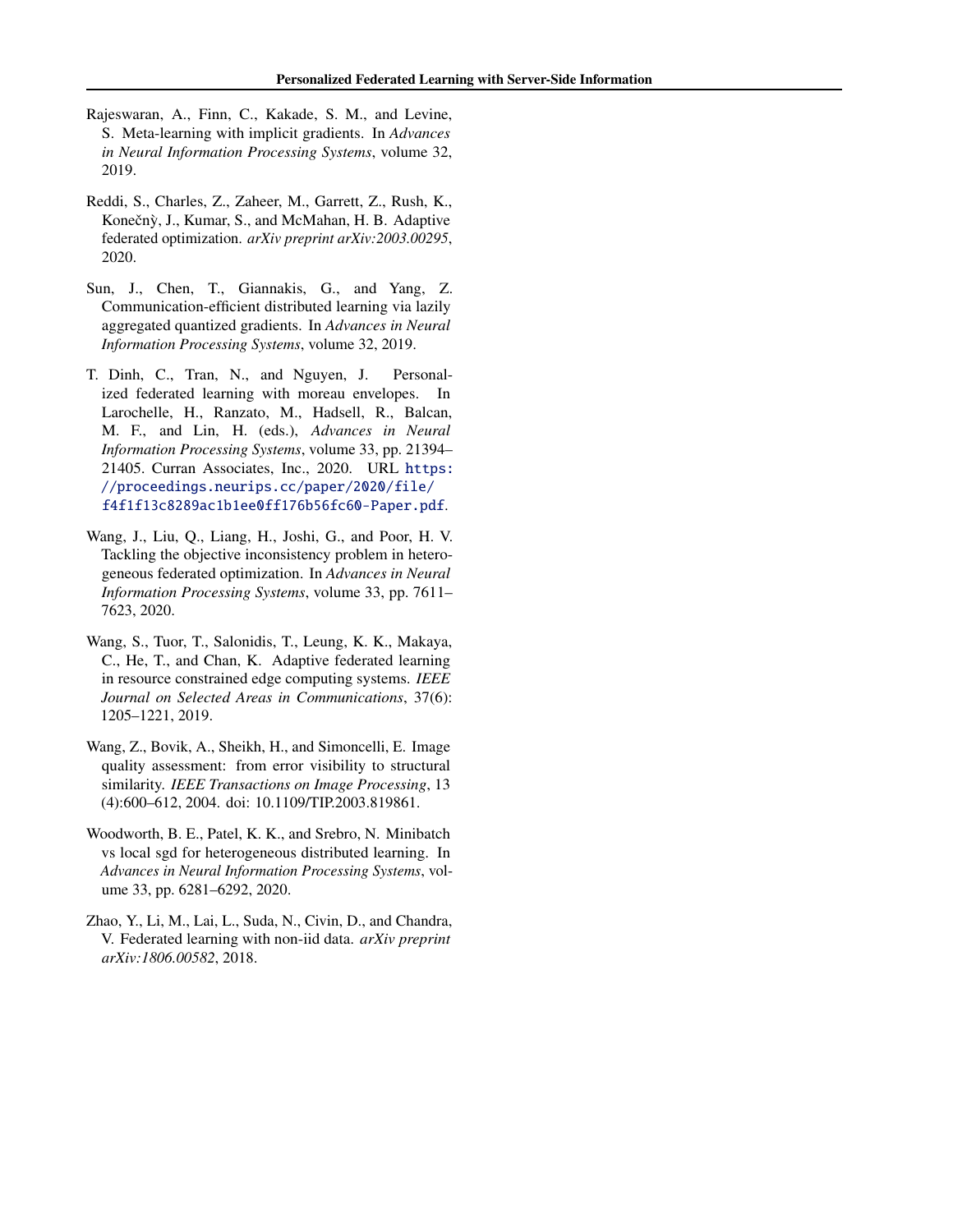Rajeswaran, A., Finn, C., Kakade, S. M., and Levine, S. Meta-learning with implicit gradients. In *Advances in Neural Information Processing Systems*, volume 32, 2019.

Reddi, S., Charles, Z., Zaheer, M., Garrett, Z., Rush, K., Konečnỳ, J., Kumar, S., and McMahan, H. B. Adaptive federated optimization. *arXiv preprint arXiv:2003.00295*, 2020.

Sun, J., Chen, T., Giannakis, G., and Yang, Z. Communication-efficient distributed learning via lazily aggregated quantized gradients. In *Advances in Neural Information Processing Systems*, volume 32, 2019.

T. Dinh, C., Tran, N., and Nguyen, J. Personalized federated learning with moreau envelopes. In Larochelle, H., Ranzato, M., Hadsell, R., Balcan, M. F., and Lin, H. (eds.), *Advances in Neural Information Processing Systems*, volume 33, pp. 21394–21405. Curran Associates, Inc., 2020. URL https://proceedings.neurips.cc/paper/2020/file/f4f1f13c8289ac1b1ee0ff176b56fc60-Paper.pdf.

Wang, J., Liu, Q., Liang, H., Joshi, G., and Poor, H. V. Tackling the objective inconsistency problem in heterogeneous federated optimization. In *Advances in Neural Information Processing Systems*, volume 33, pp. 7611–7623, 2020.

Wang, S., Tuor, T., Salonidis, T., Leung, K. K., Makaya, C., He, T., and Chan, K. Adaptive federated learning in resource constrained edge computing systems. *IEEE Journal on Selected Areas in Communications*, 37(6): 1205–1221, 2019.

Wang, Z., Bovik, A., Sheikh, H., and Simoncelli, E. Image quality assessment: from error visibility to structural similarity. *IEEE Transactions on Image Processing*, 13 (4):600–612, 2004. doi: 10.1109/TIP.2003.819861.

Woodworth, B. E., Patel, K. K., and Srebro, N. Minibatch vs local sgd for heterogeneous distributed learning. In *Advances in Neural Information Processing Systems*, volume 33, pp. 6281–6292, 2020.

Zhao, Y., Li, M., Lai, L., Suda, N., Civin, D., and Chandra, V. Federated learning with non-iid data. *arXiv preprint arXiv:1806.00582*, 2018.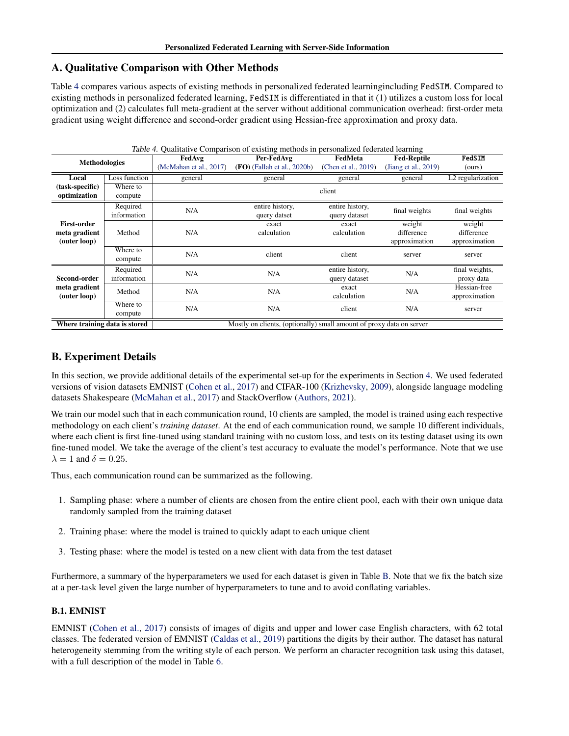## A. Qualitative Comparison with Other Methods

Table 4 compares various aspects of existing methods in personalized federated learningincluding FedSIM. Compared to existing methods in personalized federated learning, FedSIM is differentiated in that it (1) utilizes a custom loss for local optimization and (2) calculates full meta-gradient at the server without additional communication overhead: first-order meta gradient using weight difference and second-order gradient using Hessian-free approximation and proxy data.

*Table 4.* Qualitative Comparison of existing methods in personalized federated learning

| Methodologies | | FedAvg (McMahan et al., 2017) | Per-FedAvg (FO) (Fallah et al., 2020b) | FedMeta (Chen et al., 2019) | Fed-Reptile (Jiang et al., 2019) | FedSIM (ours) |
|---|---|---|---|---|---|---|
| **Local (task-specific) optimization** | Loss function | general | general | general | general | L2 regularization |
| | Where to compute | client | | | | |
| **First-order meta gradient (outer loop)** | Required information | N/A | entire history, query datset | entire history, query dataset | final weights | final weights |
| | Method | N/A | exact calculation | exact calculation | weight difference approximation | weight difference approximation |
| | Where to compute | N/A | client | client | server | server |
| **Second-order meta gradient (outer loop)** | Required information | N/A | N/A | entire history, query dataset | N/A | final weights, proxy data |
| | Method | N/A | N/A | exact calculation | N/A | Hessian-free approximation |
| | Where to compute | N/A | N/A | client | N/A | server |
| **Where training data is stored** | | Mostly on clients, (optionally) small amount of proxy data on server | | | | |

## B. Experiment Details

In this section, we provide additional details of the experimental set-up for the experiments in Section 4. We used federated versions of vision datasets EMNIST (Cohen et al., 2017) and CIFAR-100 (Krizhevsky, 2009), alongside language modeling datasets Shakespeare (McMahan et al., 2017) and StackOverflow (Authors, 2021).

We train our model such that in each communication round, 10 clients are sampled, the model is trained using each respective methodology on each client's *training dataset*. At the end of each communication round, we sample 10 different individuals, where each client is first fine-tuned using standard training with no custom loss, and tests on its testing dataset using its own fine-tuned model. We take the average of the client's test accuracy to evaluate the model's performance. Note that we use $\lambda = 1$ and $\delta = 0.25$.

Thus, each communication round can be summarized as the following.

1. Sampling phase: where a number of clients are chosen from the entire client pool, each with their own unique data randomly sampled from the training dataset
2. Training phase: where the model is trained to quickly adapt to each unique client
3. Testing phase: where the model is tested on a new client with data from the test dataset

Furthermore, a summary of the hyperparameters we used for each dataset is given in Table B. Note that we fix the batch size at a per-task level given the large number of hyperparameters to tune and to avoid conflating variables.

### B.1. EMNIST

EMNIST (Cohen et al., 2017) consists of images of digits and upper and lower case English characters, with 62 total classes. The federated version of EMNIST (Caldas et al., 2019) partitions the digits by their author. The dataset has natural heterogeneity stemming from the writing style of each person. We perform an character recognition task using this dataset, with a full description of the model in Table 6.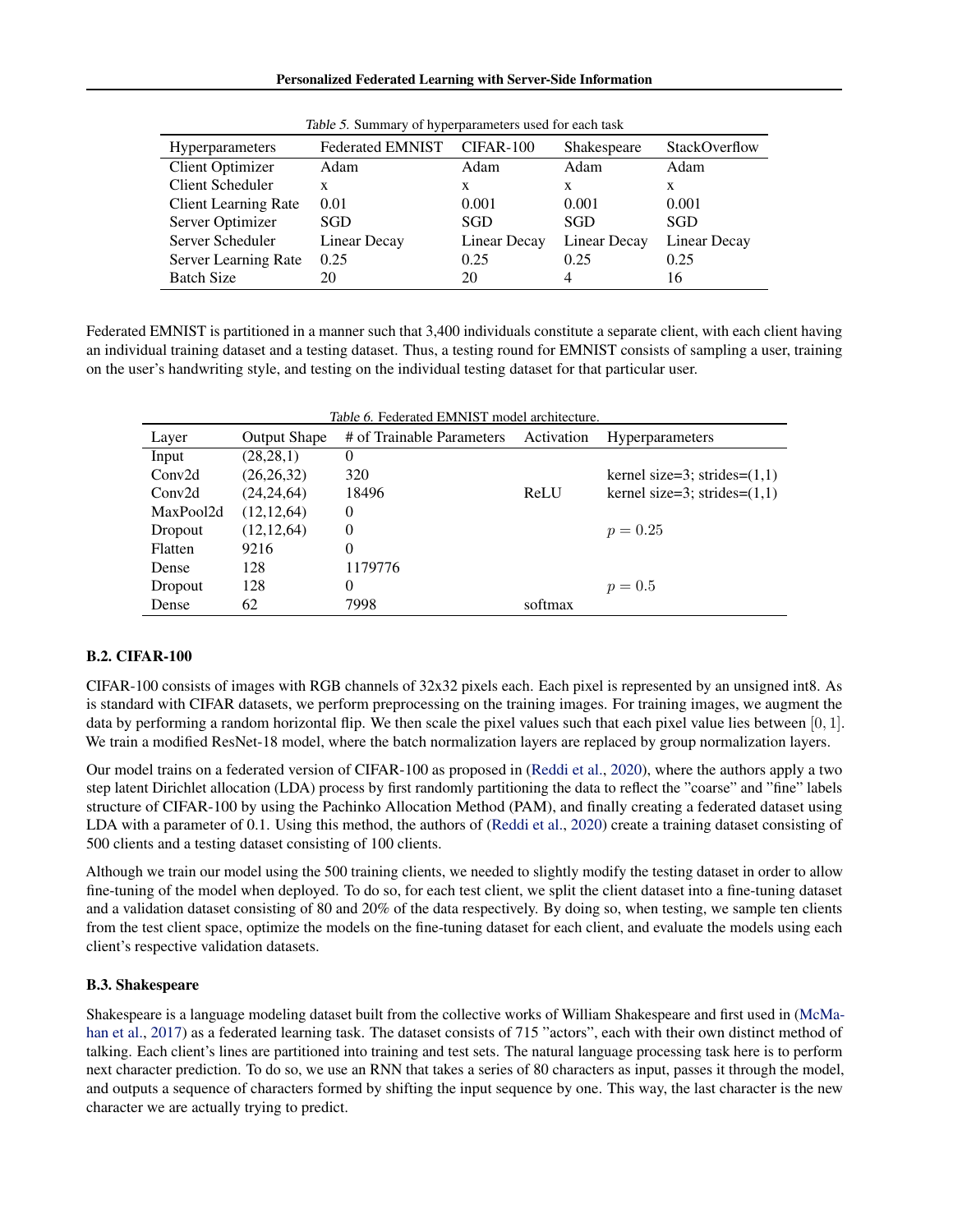*Table 5.* Summary of hyperparameters used for each task

| Hyperparameters | Federated EMNIST | CIFAR-100 | Shakespeare | StackOverflow |
|---|---|---|---|---|
| Client Optimizer | Adam | Adam | Adam | Adam |
| Client Scheduler | x | x | x | x |
| Client Learning Rate | 0.01 | 0.001 | 0.001 | 0.001 |
| Server Optimizer | SGD | SGD | SGD | SGD |
| Server Scheduler | Linear Decay | Linear Decay | Linear Decay | Linear Decay |
| Server Learning Rate | 0.25 | 0.25 | 0.25 | 0.25 |
| Batch Size | 20 | 20 | 4 | 16 |

Federated EMNIST is partitioned in a manner such that 3,400 individuals constitute a separate client, with each client having an individual training dataset and a testing dataset. Thus, a testing round for EMNIST consists of sampling a user, training on the user's handwriting style, and testing on the individual testing dataset for that particular user.

*Table 6.* Federated EMNIST model architecture.

| Layer | Output Shape | # of Trainable Parameters | Activation | Hyperparameters |
|---|---|---|---|---|
| Input | (28,28,1) | 0 | | |
| Conv2d | (26,26,32) | 320 | | kernel size=3; strides=(1,1) |
| Conv2d | (24,24,64) | 18496 | ReLU | kernel size=3; strides=(1,1) |
| MaxPool2d | (12,12,64) | 0 | | |
| Dropout | (12,12,64) | 0 | | $p = 0.25$ |
| Flatten | 9216 | 0 | | |
| Dense | 128 | 1179776 | | |
| Dropout | 128 | 0 | | $p = 0.5$ |
| Dense | 62 | 7998 | softmax | |

### B.2. CIFAR-100

CIFAR-100 consists of images with RGB channels of 32x32 pixels each. Each pixel is represented by an unsigned int8. As is standard with CIFAR datasets, we perform preprocessing on the training images. For training images, we augment the data by performing a random horizontal flip. We then scale the pixel values such that each pixel value lies between $[0, 1]$. We train a modified ResNet-18 model, where the batch normalization layers are replaced by group normalization layers.

Our model trains on a federated version of CIFAR-100 as proposed in (Reddi et al., 2020), where the authors apply a two step latent Dirichlet allocation (LDA) process by first randomly partitioning the data to reflect the "coarse" and "fine" labels structure of CIFAR-100 by using the Pachinko Allocation Method (PAM), and finally creating a federated dataset using LDA with a parameter of 0.1. Using this method, the authors of (Reddi et al., 2020) create a training dataset consisting of 500 clients and a testing dataset consisting of 100 clients.

Although we train our model using the 500 training clients, we needed to slightly modify the testing dataset in order to allow fine-tuning of the model when deployed. To do so, for each test client, we split the client dataset into a fine-tuning dataset and a validation dataset consisting of 80 and 20% of the data respectively. By doing so, when testing, we sample ten clients from the test client space, optimize the models on the fine-tuning dataset for each client, and evaluate the models using each client's respective validation datasets.

### B.3. Shakespeare

Shakespeare is a language modeling dataset built from the collective works of William Shakespeare and first used in (McMahan et al., 2017) as a federated learning task. The dataset consists of 715 "actors", each with their own distinct method of talking. Each client's lines are partitioned into training and test sets. The natural language processing task here is to perform next character prediction. To do so, we use an RNN that takes a series of 80 characters as input, passes it through the model, and outputs a sequence of characters formed by shifting the input sequence by one. This way, the last character is the new character we are actually trying to predict.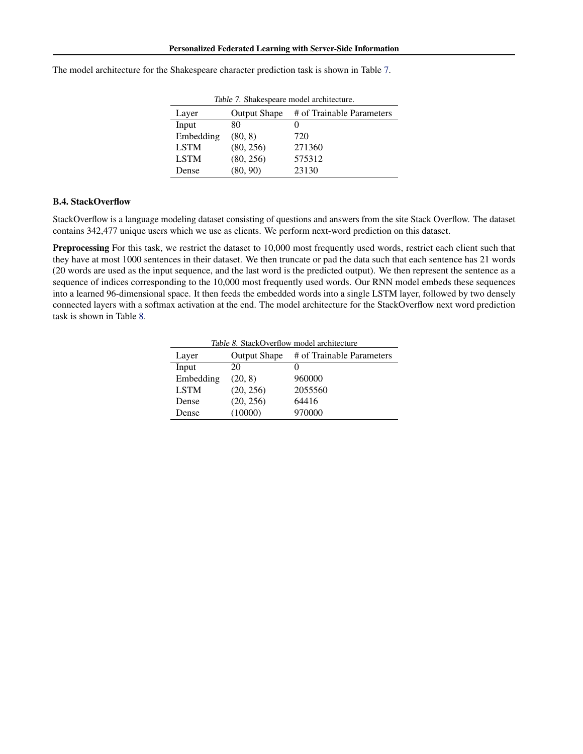The model architecture for the Shakespeare character prediction task is shown in Table 7.

*Table 7.* Shakespeare model architecture.

| Layer | Output Shape | # of Trainable Parameters |
|---|---|---|
| Input | 80 | 0 |
| Embedding | (80, 8) | 720 |
| LSTM | (80, 256) | 271360 |
| LSTM | (80, 256) | 575312 |
| Dense | (80, 90) | 23130 |

### B.4. StackOverflow

StackOverflow is a language modeling dataset consisting of questions and answers from the site Stack Overflow. The dataset contains 342,477 unique users which we use as clients. We perform next-word prediction on this dataset.

**Preprocessing** For this task, we restrict the dataset to 10,000 most frequently used words, restrict each client such that they have at most 1000 sentences in their dataset. We then truncate or pad the data such that each sentence has 21 words (20 words are used as the input sequence, and the last word is the predicted output). We then represent the sentence as a sequence of indices corresponding to the 10,000 most frequently used words. Our RNN model embeds these sequences into a learned 96-dimensional space. It then feeds the embedded words into a single LSTM layer, followed by two densely connected layers with a softmax activation at the end. The model architecture for the StackOverflow next word prediction task is shown in Table 8.

*Table 8.* StackOverflow model architecture

| Layer | Output Shape | # of Trainable Parameters |
|---|---|---|
| Input | 20 | 0 |
| Embedding | (20, 8) | 960000 |
| LSTM | (20, 256) | 2055560 |
| Dense | (20, 256) | 64416 |
| Dense | (10000) | 970000 |